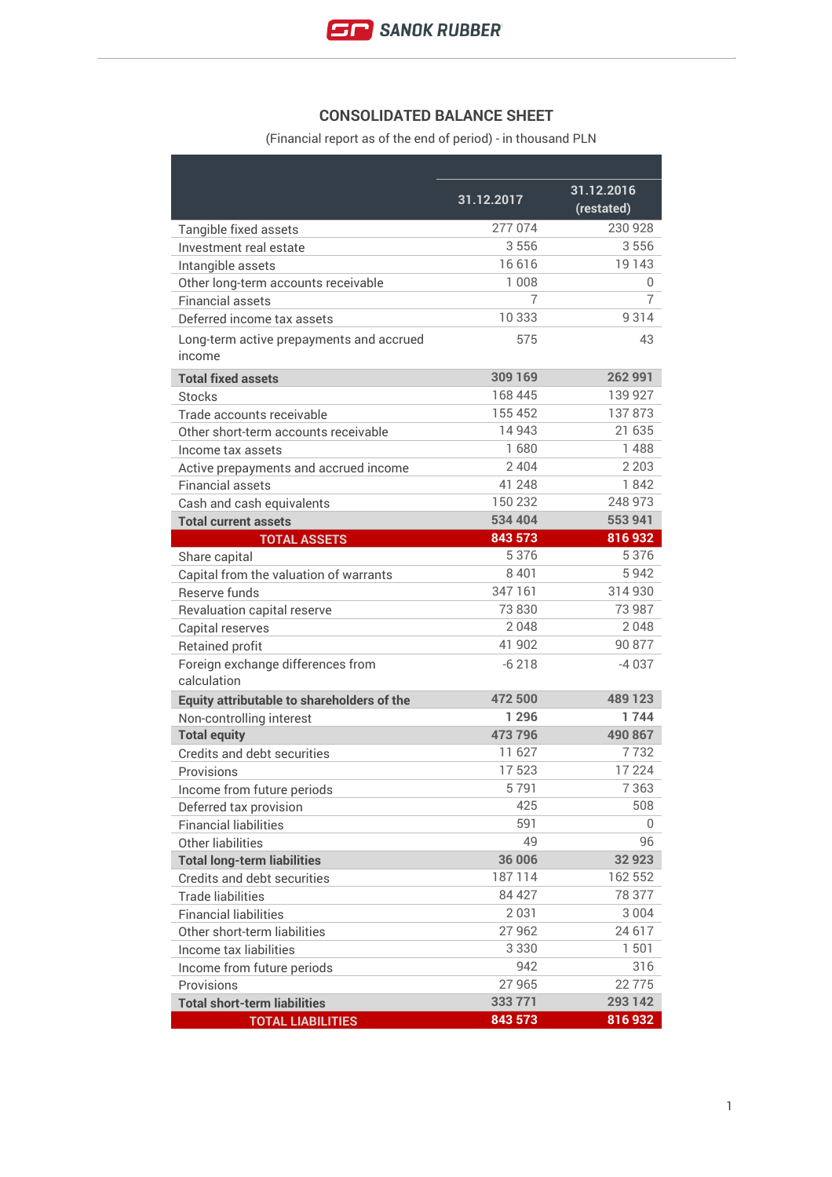SANOK RUBBER

## CONSOLIDATED BALANCE SHEET

(Financial report as of the end of period) - in thousand PLN

| | 31.12.2017 | 31.12.2016 (restated) |
|---|---|---|
| Tangible fixed assets | 277 074 | 230 928 |
| Investment real estate | 3 556 | 3 556 |
| Intangible assets | 16 616 | 19 143 |
| Other long-term accounts receivable | 1 008 | 0 |
| Financial assets | 7 | 7 |
| Deferred income tax assets | 10 333 | 9 314 |
| Long-term active prepayments and accrued income | 575 | 43 |
| **Total fixed assets** | **309 169** | **262 991** |
| Stocks | 168 445 | 139 927 |
| Trade accounts receivable | 155 452 | 137 873 |
| Other short-term accounts receivable | 14 943 | 21 635 |
| Income tax assets | 1 680 | 1 488 |
| Active prepayments and accrued income | 2 404 | 2 203 |
| Financial assets | 41 248 | 1 842 |
| Cash and cash equivalents | 150 232 | 248 973 |
| **Total current assets** | **534 404** | **553 941** |
| **TOTAL ASSETS** | **843 573** | **816 932** |
| Share capital | 5 376 | 5 376 |
| Capital from the valuation of warrants | 8 401 | 5 942 |
| Reserve funds | 347 161 | 314 930 |
| Revaluation capital reserve | 73 830 | 73 987 |
| Capital reserves | 2 048 | 2 048 |
| Retained profit | 41 902 | 90 877 |
| Foreign exchange differences from calculation | -6 218 | -4 037 |
| **Equity attributable to shareholders of the** | **472 500** | **489 123** |
| Non-controlling interest | **1 296** | **1 744** |
| **Total equity** | **473 796** | **490 867** |
| Credits and debt securities | 11 627 | 7 732 |
| Provisions | 17 523 | 17 224 |
| Income from future periods | 5 791 | 7 363 |
| Deferred tax provision | 425 | 508 |
| Financial liabilities | 591 | 0 |
| Other liabilities | 49 | 96 |
| **Total long-term liabilities** | **36 006** | **32 923** |
| Credits and debt securities | 187 114 | 162 552 |
| Trade liabilities | 84 427 | 78 377 |
| Financial liabilities | 2 031 | 3 004 |
| Other short-term liabilities | 27 962 | 24 617 |
| Income tax liabilities | 3 330 | 1 501 |
| Income from future periods | 942 | 316 |
| Provisions | 27 965 | 22 775 |
| **Total short-term liabilities** | **333 771** | **293 142** |
| **TOTAL LIABILITIES** | **843 573** | **816 932** |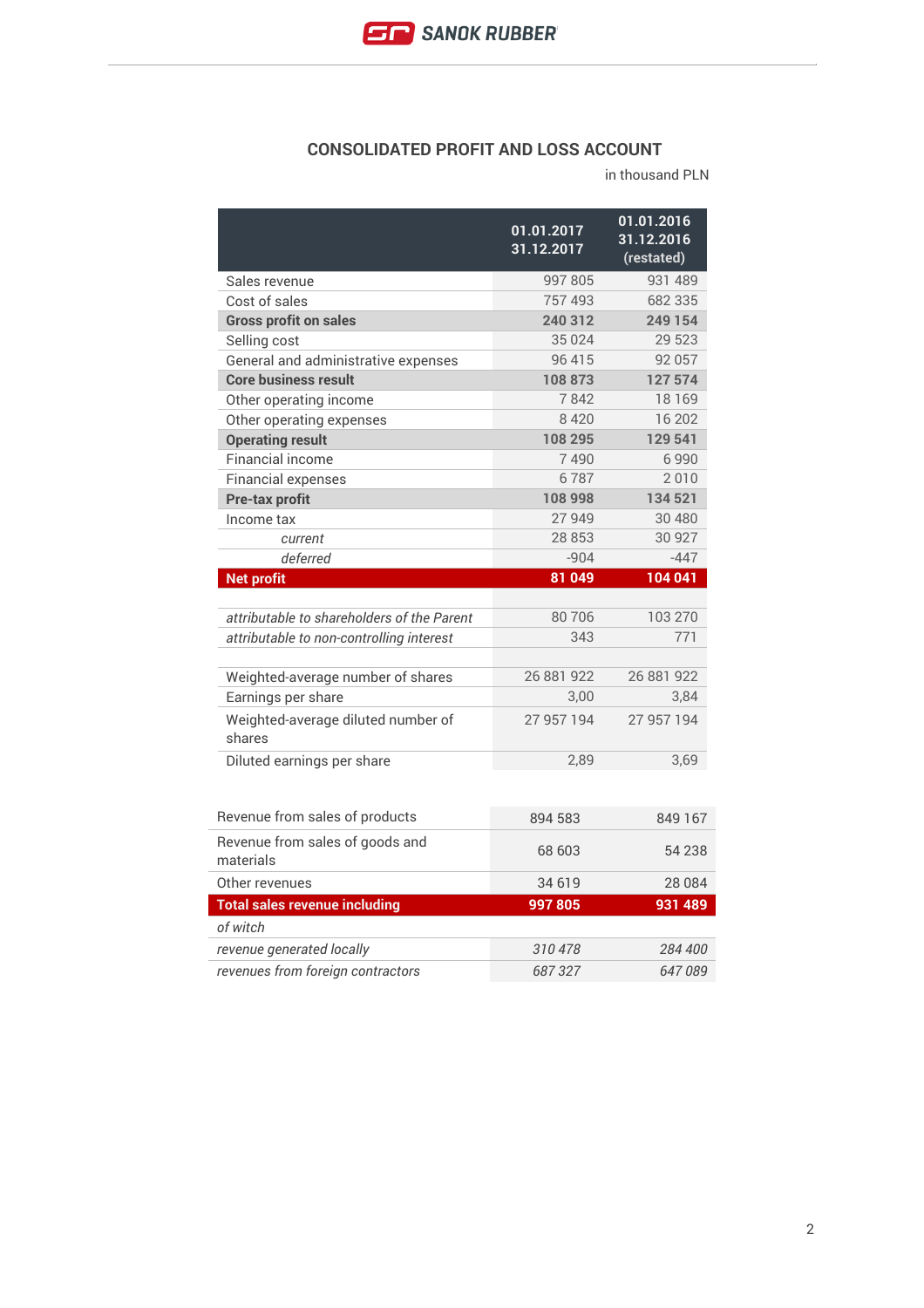## CONSOLIDATED PROFIT AND LOSS ACCOUNT

in thousand PLN

| | 01.01.2017 31.12.2017 | 01.01.2016 31.12.2016 (restated) |
|---|---|---|
| Sales revenue | 997 805 | 931 489 |
| Cost of sales | 757 493 | 682 335 |
| **Gross profit on sales** | **240 312** | **249 154** |
| Selling cost | 35 024 | 29 523 |
| General and administrative expenses | 96 415 | 92 057 |
| **Core business result** | **108 873** | **127 574** |
| Other operating income | 7 842 | 18 169 |
| Other operating expenses | 8 420 | 16 202 |
| **Operating result** | **108 295** | **129 541** |
| Financial income | 7 490 | 6 990 |
| Financial expenses | 6 787 | 2 010 |
| **Pre-tax profit** | **108 998** | **134 521** |
| Income tax | 27 949 | 30 480 |
| *current* | 28 853 | 30 927 |
| *deferred* | -904 | -447 |
| **Net profit** | **81 049** | **104 041** |
| | | |
| *attributable to shareholders of the Parent* | 80 706 | 103 270 |
| *attributable to non-controlling interest* | 343 | 771 |
| | | |
| Weighted-average number of shares | 26 881 922 | 26 881 922 |
| Earnings per share | 3,00 | 3,84 |
| Weighted-average diluted number of shares | 27 957 194 | 27 957 194 |
| Diluted earnings per share | 2,89 | 3,69 |

| | | |
|---|---|---|
| Revenue from sales of products | 894 583 | 849 167 |
| Revenue from sales of goods and materials | 68 603 | 54 238 |
| Other revenues | 34 619 | 28 084 |
| **Total sales revenue including** | **997 805** | **931 489** |
| *of witch* | | |
| *revenue generated locally* | *310 478* | *284 400* |
| *revenues from foreign contractors* | *687 327* | *647 089* |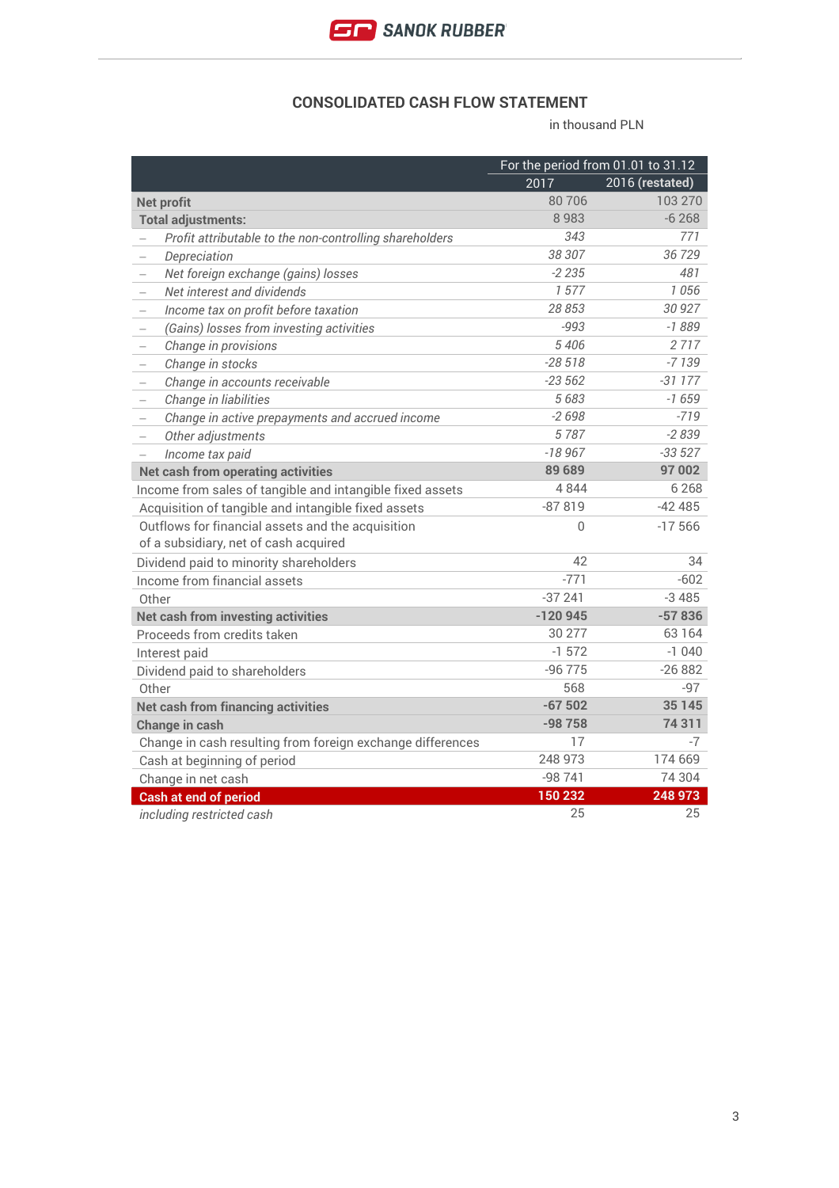## CONSOLIDATED CASH FLOW STATEMENT

in thousand PLN

| | For the period from 01.01 to 31.12 | |
|---|---|---|
| | 2017 | 2016 (restated) |
| **Net profit** | 80 706 | 103 270 |
| **Total adjustments:** | 8 983 | -6 268 |
| – *Profit attributable to the non-controlling shareholders* | *343* | *771* |
| – *Depreciation* | *38 307* | *36 729* |
| – *Net foreign exchange (gains) losses* | *-2 235* | *481* |
| – *Net interest and dividends* | *1 577* | *1 056* |
| – *Income tax on profit before taxation* | *28 853* | *30 927* |
| – *(Gains) losses from investing activities* | *-993* | *-1 889* |
| – *Change in provisions* | *5 406* | *2 717* |
| – *Change in stocks* | *-28 518* | *-7 139* |
| – *Change in accounts receivable* | *-23 562* | *-31 177* |
| – *Change in liabilities* | *5 683* | *-1 659* |
| – *Change in active prepayments and accrued income* | *-2 698* | *-719* |
| – *Other adjustments* | *5 787* | *-2 839* |
| – *Income tax paid* | *-18 967* | *-33 527* |
| **Net cash from operating activities** | **89 689** | **97 002** |
| Income from sales of tangible and intangible fixed assets | 4 844 | 6 268 |
| Acquisition of tangible and intangible fixed assets | -87 819 | -42 485 |
| Outflows for financial assets and the acquisition of a subsidiary, net of cash acquired | 0 | -17 566 |
| Dividend paid to minority shareholders | 42 | 34 |
| Income from financial assets | -771 | -602 |
| Other | -37 241 | -3 485 |
| **Net cash from investing activities** | **-120 945** | **-57 836** |
| Proceeds from credits taken | 30 277 | 63 164 |
| Interest paid | -1 572 | -1 040 |
| Dividend paid to shareholders | -96 775 | -26 882 |
| Other | 568 | -97 |
| **Net cash from financing activities** | **-67 502** | **35 145** |
| **Change in cash** | **-98 758** | **74 311** |
| Change in cash resulting from foreign exchange differences | 17 | -7 |
| Cash at beginning of period | 248 973 | 174 669 |
| Change in net cash | -98 741 | 74 304 |
| **Cash at end of period** | **150 232** | **248 973** |
| *including restricted cash* | 25 | 25 |